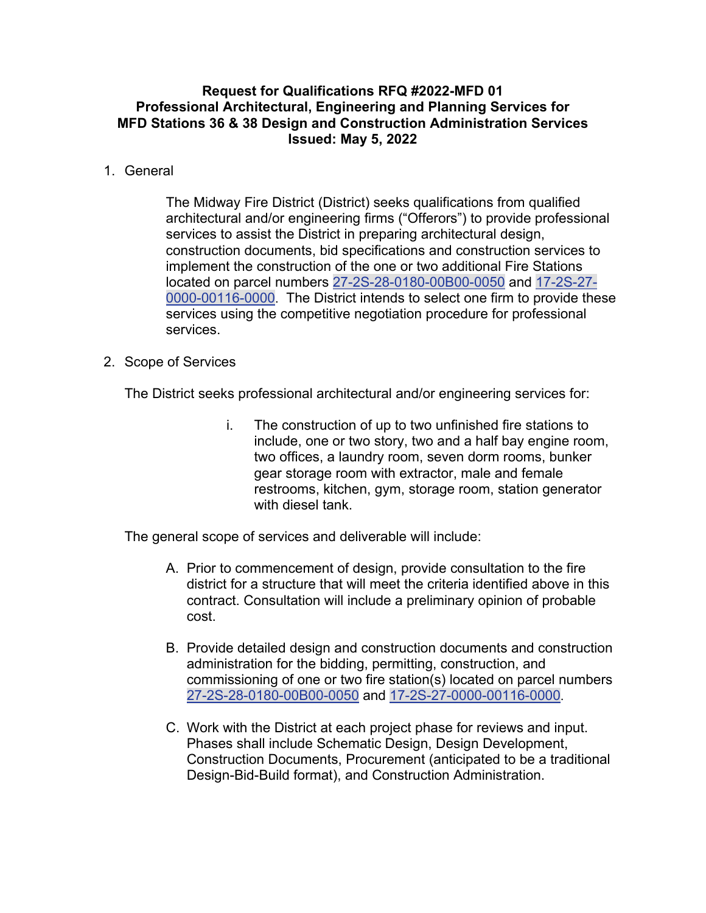# Request for Qualifications RFQ #2022-MFD 01
# Professional Architectural, Engineering and Planning Services for MFD Stations 36 & 38 Design and Construction Administration Services
# Issued: May 5, 2022

1. General

   The Midway Fire District (District) seeks qualifications from qualified architectural and/or engineering firms ("Offerors") to provide professional services to assist the District in preparing architectural design, construction documents, bid specifications and construction services to implement the construction of the one or two additional Fire Stations located on parcel numbers 27-2S-28-0180-00B00-0050 and 17-2S-27-0000-00116-0000. The District intends to select one firm to provide these services using the competitive negotiation procedure for professional services.

2. Scope of Services

   The District seeks professional architectural and/or engineering services for:

   i. The construction of up to two unfinished fire stations to include, one or two story, two and a half bay engine room, two offices, a laundry room, seven dorm rooms, bunker gear storage room with extractor, male and female restrooms, kitchen, gym, storage room, station generator with diesel tank.

   The general scope of services and deliverable will include:

   A. Prior to commencement of design, provide consultation to the fire district for a structure that will meet the criteria identified above in this contract. Consultation will include a preliminary opinion of probable cost.

   B. Provide detailed design and construction documents and construction administration for the bidding, permitting, construction, and commissioning of one or two fire station(s) located on parcel numbers 27-2S-28-0180-00B00-0050 and 17-2S-27-0000-00116-0000.

   C. Work with the District at each project phase for reviews and input. Phases shall include Schematic Design, Design Development, Construction Documents, Procurement (anticipated to be a traditional Design-Bid-Build format), and Construction Administration.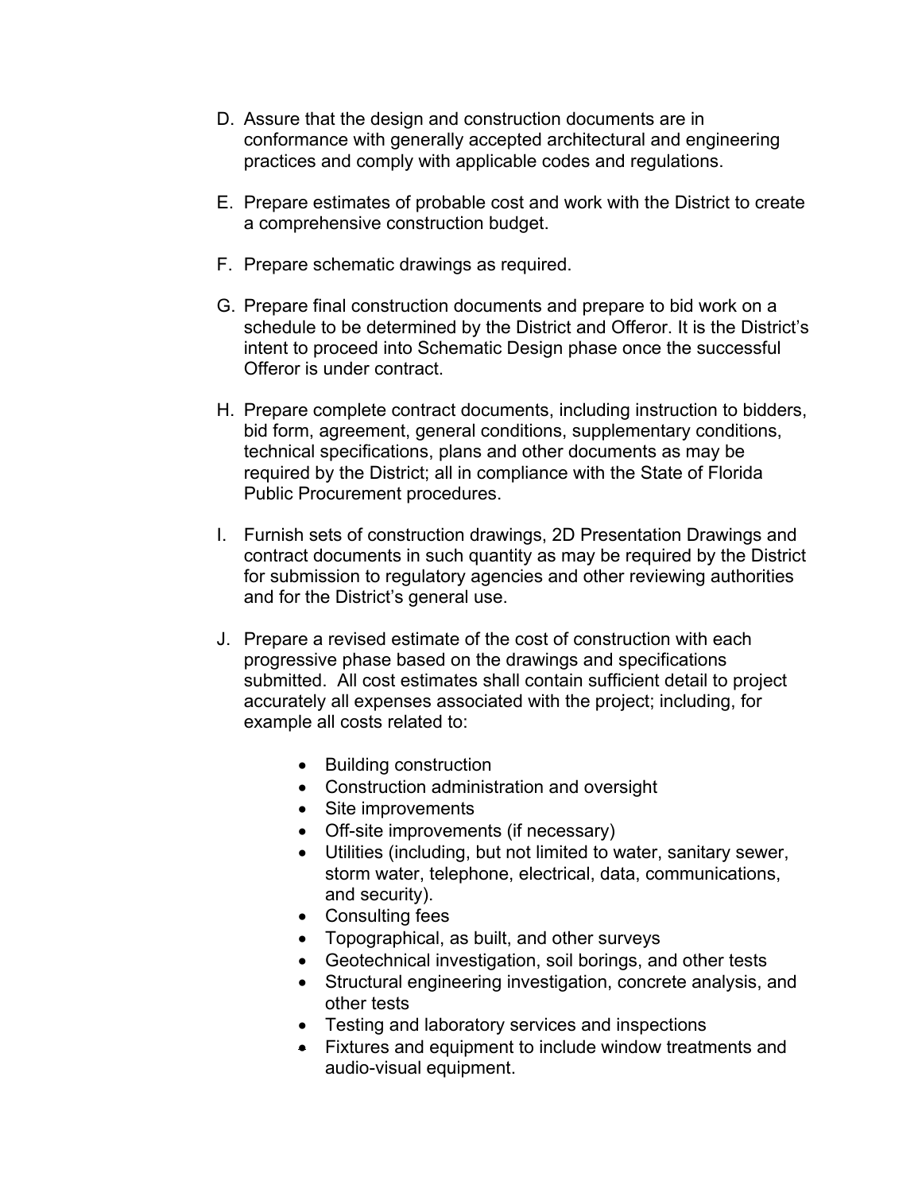D. Assure that the design and construction documents are in conformance with generally accepted architectural and engineering practices and comply with applicable codes and regulations.

E. Prepare estimates of probable cost and work with the District to create a comprehensive construction budget.

F. Prepare schematic drawings as required.

G. Prepare final construction documents and prepare to bid work on a schedule to be determined by the District and Offeror. It is the District's intent to proceed into Schematic Design phase once the successful Offeror is under contract.

H. Prepare complete contract documents, including instruction to bidders, bid form, agreement, general conditions, supplementary conditions, technical specifications, plans and other documents as may be required by the District; all in compliance with the State of Florida Public Procurement procedures.

I. Furnish sets of construction drawings, 2D Presentation Drawings and contract documents in such quantity as may be required by the District for submission to regulatory agencies and other reviewing authorities and for the District's general use.

J. Prepare a revised estimate of the cost of construction with each progressive phase based on the drawings and specifications submitted. All cost estimates shall contain sufficient detail to project accurately all expenses associated with the project; including, for example all costs related to:

   - Building construction
   - Construction administration and oversight
   - Site improvements
   - Off-site improvements (if necessary)
   - Utilities (including, but not limited to water, sanitary sewer, storm water, telephone, electrical, data, communications, and security).
   - Consulting fees
   - Topographical, as built, and other surveys
   - Geotechnical investigation, soil borings, and other tests
   - Structural engineering investigation, concrete analysis, and other tests
   - Testing and laboratory services and inspections
   - Fixtures and equipment to include window treatments and audio-visual equipment.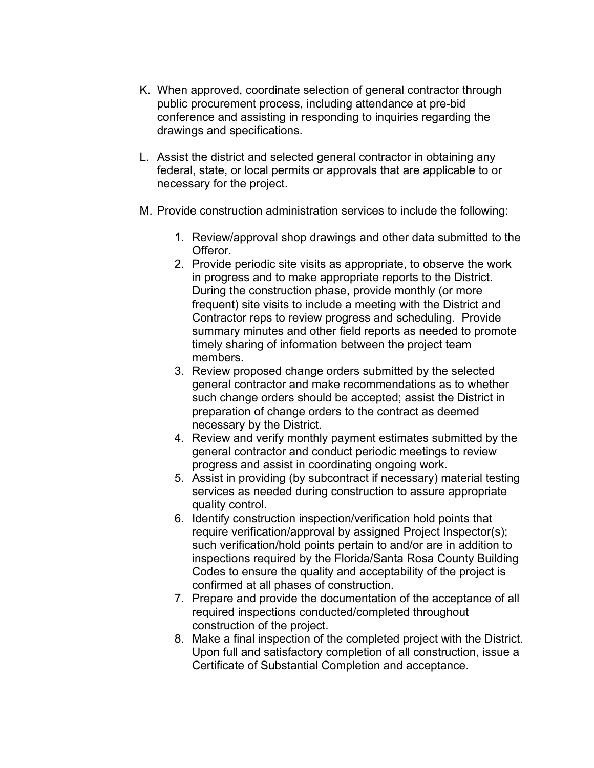K. When approved, coordinate selection of general contractor through public procurement process, including attendance at pre-bid conference and assisting in responding to inquiries regarding the drawings and specifications.

L. Assist the district and selected general contractor in obtaining any federal, state, or local permits or approvals that are applicable to or necessary for the project.

M. Provide construction administration services to include the following:

1. Review/approval shop drawings and other data submitted to the Offeror.
2. Provide periodic site visits as appropriate, to observe the work in progress and to make appropriate reports to the District. During the construction phase, provide monthly (or more frequent) site visits to include a meeting with the District and Contractor reps to review progress and scheduling. Provide summary minutes and other field reports as needed to promote timely sharing of information between the project team members.
3. Review proposed change orders submitted by the selected general contractor and make recommendations as to whether such change orders should be accepted; assist the District in preparation of change orders to the contract as deemed necessary by the District.
4. Review and verify monthly payment estimates submitted by the general contractor and conduct periodic meetings to review progress and assist in coordinating ongoing work.
5. Assist in providing (by subcontract if necessary) material testing services as needed during construction to assure appropriate quality control.
6. Identify construction inspection/verification hold points that require verification/approval by assigned Project Inspector(s); such verification/hold points pertain to and/or are in addition to inspections required by the Florida/Santa Rosa County Building Codes to ensure the quality and acceptability of the project is confirmed at all phases of construction.
7. Prepare and provide the documentation of the acceptance of all required inspections conducted/completed throughout construction of the project.
8. Make a final inspection of the completed project with the District. Upon full and satisfactory completion of all construction, issue a Certificate of Substantial Completion and acceptance.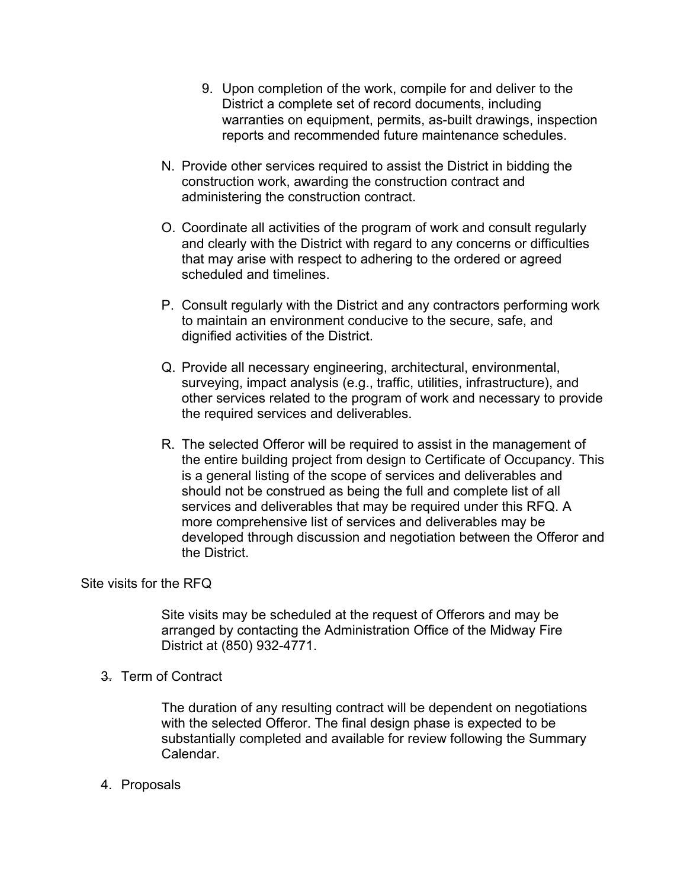9. Upon completion of the work, compile for and deliver to the District a complete set of record documents, including warranties on equipment, permits, as-built drawings, inspection reports and recommended future maintenance schedules.

N. Provide other services required to assist the District in bidding the construction work, awarding the construction contract and administering the construction contract.

O. Coordinate all activities of the program of work and consult regularly and clearly with the District with regard to any concerns or difficulties that may arise with respect to adhering to the ordered or agreed scheduled and timelines.

P. Consult regularly with the District and any contractors performing work to maintain an environment conducive to the secure, safe, and dignified activities of the District.

Q. Provide all necessary engineering, architectural, environmental, surveying, impact analysis (e.g., traffic, utilities, infrastructure), and other services related to the program of work and necessary to provide the required services and deliverables.

R. The selected Offeror will be required to assist in the management of the entire building project from design to Certificate of Occupancy. This is a general listing of the scope of services and deliverables and should not be construed as being the full and complete list of all services and deliverables that may be required under this RFQ. A more comprehensive list of services and deliverables may be developed through discussion and negotiation between the Offeror and the District.

Site visits for the RFQ

Site visits may be scheduled at the request of Offerors and may be arranged by contacting the Administration Office of the Midway Fire District at (850) 932-4771.

3. Term of Contract

The duration of any resulting contract will be dependent on negotiations with the selected Offeror. The final design phase is expected to be substantially completed and available for review following the Summary Calendar.

4. Proposals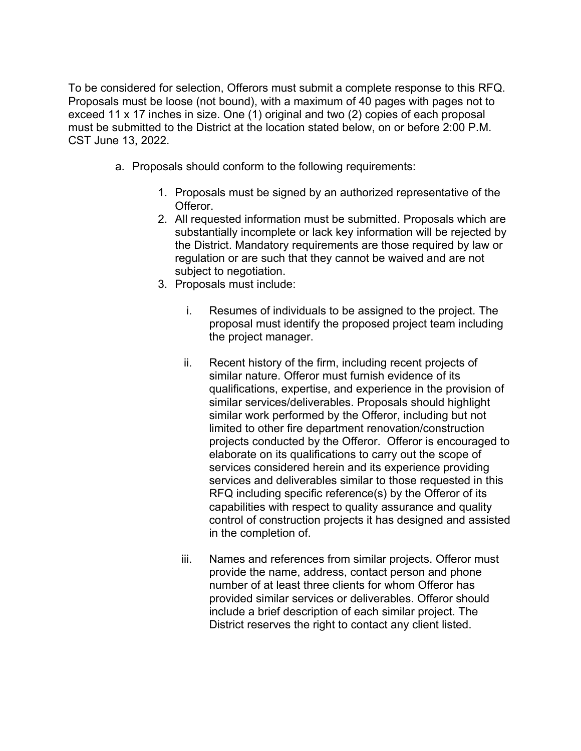To be considered for selection, Offerors must submit a complete response to this RFQ. Proposals must be loose (not bound), with a maximum of 40 pages with pages not to exceed 11 x 17 inches in size. One (1) original and two (2) copies of each proposal must be submitted to the District at the location stated below, on or before 2:00 P.M. CST June 13, 2022.

a. Proposals should conform to the following requirements:

   1. Proposals must be signed by an authorized representative of the Offeror.
   2. All requested information must be submitted. Proposals which are substantially incomplete or lack key information will be rejected by the District. Mandatory requirements are those required by law or regulation or are such that they cannot be waived and are not subject to negotiation.
   3. Proposals must include:

      i. Resumes of individuals to be assigned to the project. The proposal must identify the proposed project team including the project manager.

      ii. Recent history of the firm, including recent projects of similar nature. Offeror must furnish evidence of its qualifications, expertise, and experience in the provision of similar services/deliverables. Proposals should highlight similar work performed by the Offeror, including but not limited to other fire department renovation/construction projects conducted by the Offeror. Offeror is encouraged to elaborate on its qualifications to carry out the scope of services considered herein and its experience providing services and deliverables similar to those requested in this RFQ including specific reference(s) by the Offeror of its capabilities with respect to quality assurance and quality control of construction projects it has designed and assisted in the completion of.

      iii. Names and references from similar projects. Offeror must provide the name, address, contact person and phone number of at least three clients for whom Offeror has provided similar services or deliverables. Offeror should include a brief description of each similar project. The District reserves the right to contact any client listed.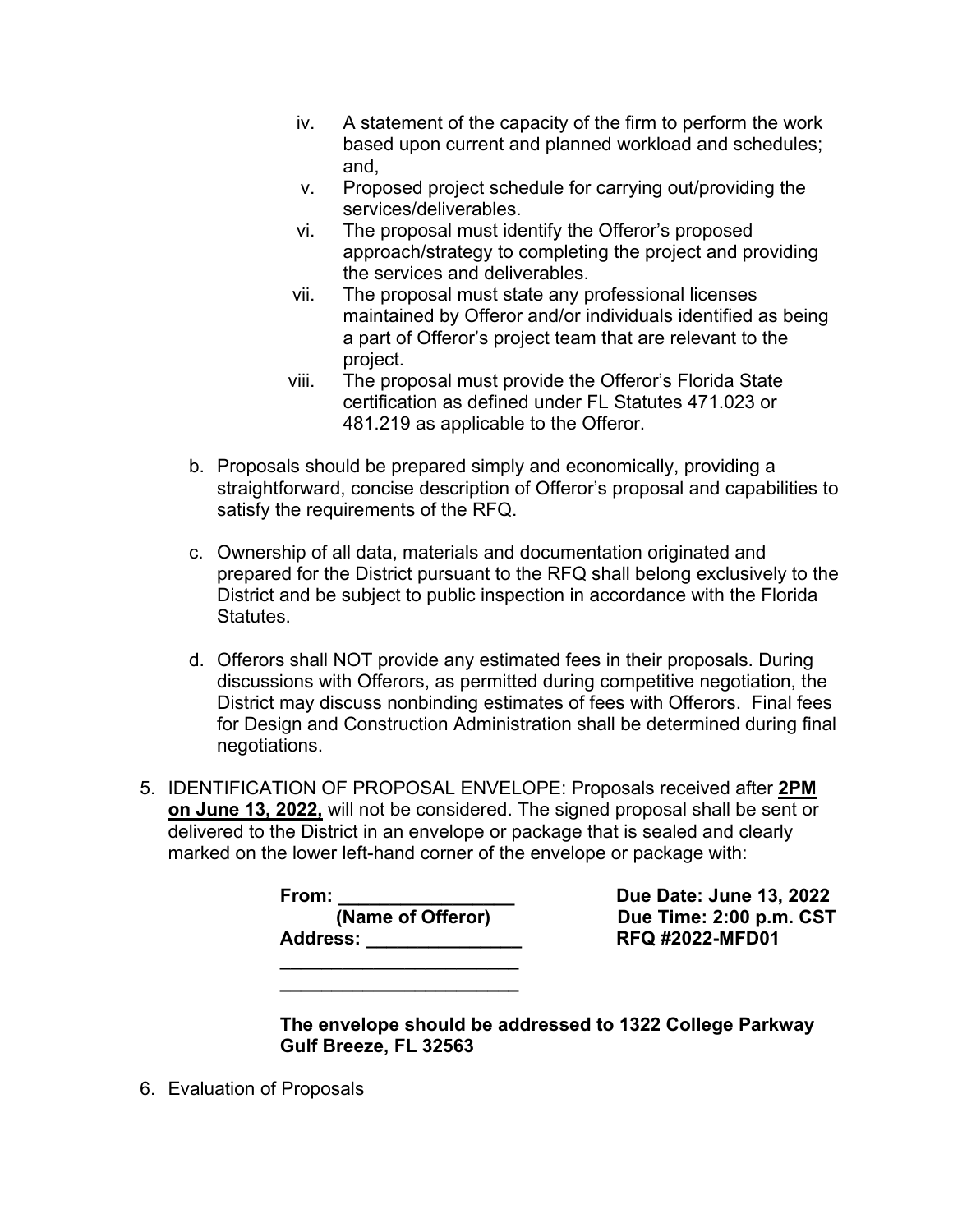iv. A statement of the capacity of the firm to perform the work based upon current and planned workload and schedules; and,

v. Proposed project schedule for carrying out/providing the services/deliverables.

vi. The proposal must identify the Offeror's proposed approach/strategy to completing the project and providing the services and deliverables.

vii. The proposal must state any professional licenses maintained by Offeror and/or individuals identified as being a part of Offeror's project team that are relevant to the project.

viii. The proposal must provide the Offeror's Florida State certification as defined under FL Statutes 471.023 or 481.219 as applicable to the Offeror.

b. Proposals should be prepared simply and economically, providing a straightforward, concise description of Offeror's proposal and capabilities to satisfy the requirements of the RFQ.

c. Ownership of all data, materials and documentation originated and prepared for the District pursuant to the RFQ shall belong exclusively to the District and be subject to public inspection in accordance with the Florida Statutes.

d. Offerors shall NOT provide any estimated fees in their proposals. During discussions with Offerors, as permitted during competitive negotiation, the District may discuss nonbinding estimates of fees with Offerors. Final fees for Design and Construction Administration shall be determined during final negotiations.

5. IDENTIFICATION OF PROPOSAL ENVELOPE: Proposals received after **2PM on June 13, 2022,** will not be considered. The signed proposal shall be sent or delivered to the District in an envelope or package that is sealed and clearly marked on the lower left-hand corner of the envelope or package with:

**From: ________________**
**(Name of Offeror)**
**Address: _______________**
**_______________________**
**_______________________**

**Due Date: June 13, 2022**
**Due Time: 2:00 p.m. CST**
**RFQ #2022-MFD01**

**The envelope should be addressed to 1322 College Parkway Gulf Breeze, FL 32563**

6. Evaluation of Proposals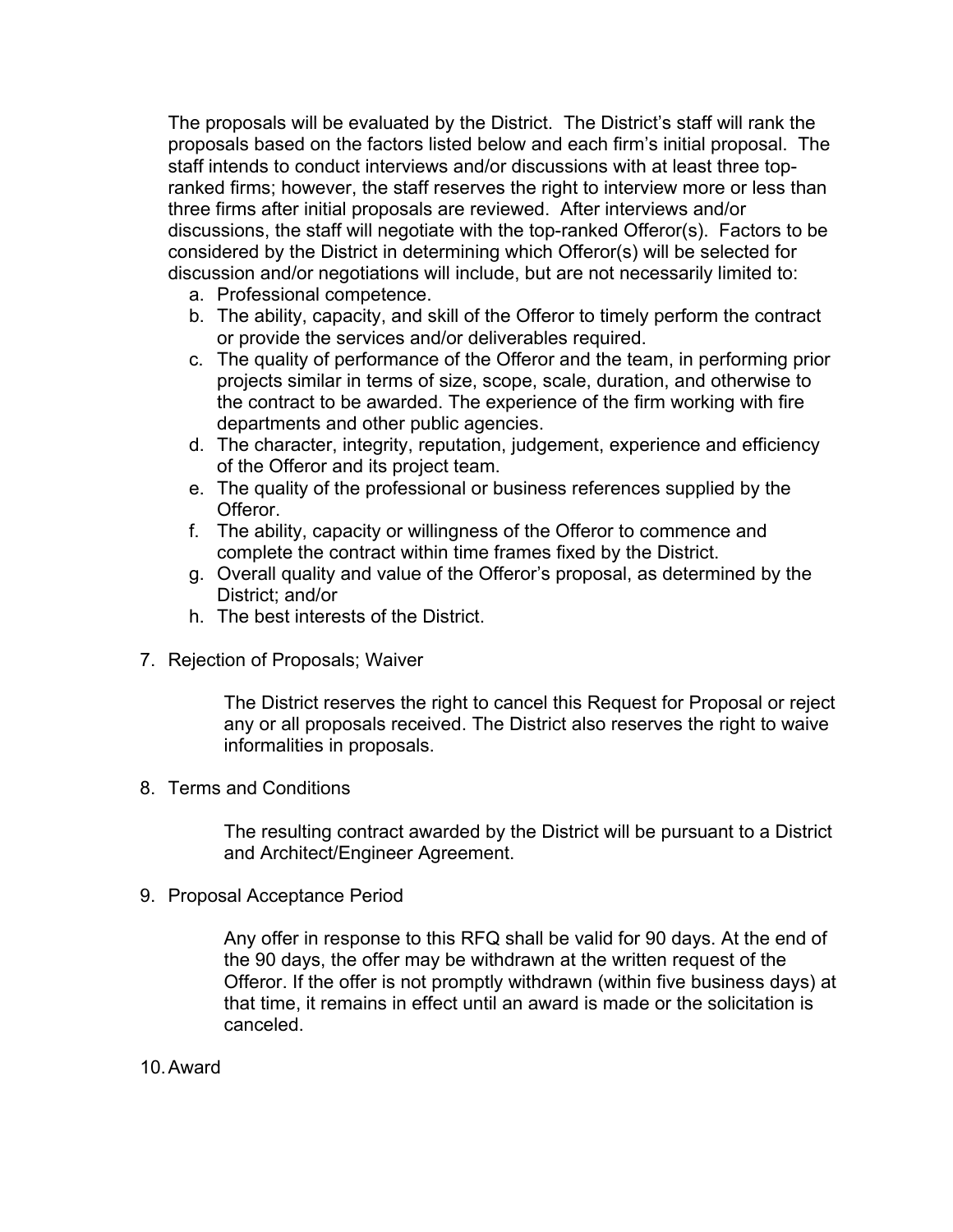The proposals will be evaluated by the District. The District's staff will rank the proposals based on the factors listed below and each firm's initial proposal. The staff intends to conduct interviews and/or discussions with at least three top-ranked firms; however, the staff reserves the right to interview more or less than three firms after initial proposals are reviewed. After interviews and/or discussions, the staff will negotiate with the top-ranked Offeror(s). Factors to be considered by the District in determining which Offeror(s) will be selected for discussion and/or negotiations will include, but are not necessarily limited to:

a. Professional competence.
b. The ability, capacity, and skill of the Offeror to timely perform the contract or provide the services and/or deliverables required.
c. The quality of performance of the Offeror and the team, in performing prior projects similar in terms of size, scope, scale, duration, and otherwise to the contract to be awarded. The experience of the firm working with fire departments and other public agencies.
d. The character, integrity, reputation, judgement, experience and efficiency of the Offeror and its project team.
e. The quality of the professional or business references supplied by the Offeror.
f. The ability, capacity or willingness of the Offeror to commence and complete the contract within time frames fixed by the District.
g. Overall quality and value of the Offeror's proposal, as determined by the District; and/or
h. The best interests of the District.

7. Rejection of Proposals; Waiver

   The District reserves the right to cancel this Request for Proposal or reject any or all proposals received. The District also reserves the right to waive informalities in proposals.

8. Terms and Conditions

   The resulting contract awarded by the District will be pursuant to a District and Architect/Engineer Agreement.

9. Proposal Acceptance Period

   Any offer in response to this RFQ shall be valid for 90 days. At the end of the 90 days, the offer may be withdrawn at the written request of the Offeror. If the offer is not promptly withdrawn (within five business days) at that time, it remains in effect until an award is made or the solicitation is canceled.

10. Award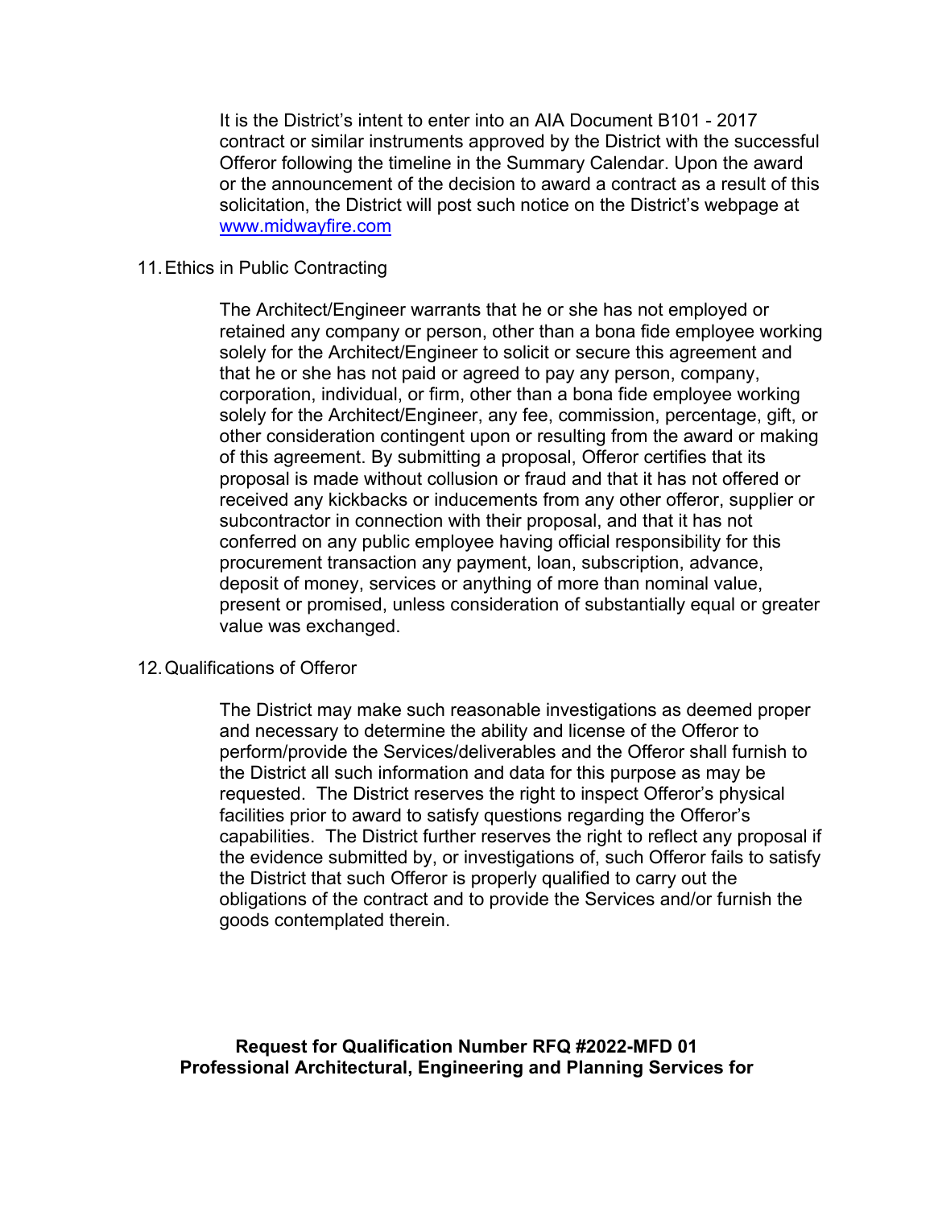It is the District's intent to enter into an AIA Document B101 - 2017 contract or similar instruments approved by the District with the successful Offeror following the timeline in the Summary Calendar. Upon the award or the announcement of the decision to award a contract as a result of this solicitation, the District will post such notice on the District's webpage at www.midwayfire.com

11. Ethics in Public Contracting

The Architect/Engineer warrants that he or she has not employed or retained any company or person, other than a bona fide employee working solely for the Architect/Engineer to solicit or secure this agreement and that he or she has not paid or agreed to pay any person, company, corporation, individual, or firm, other than a bona fide employee working solely for the Architect/Engineer, any fee, commission, percentage, gift, or other consideration contingent upon or resulting from the award or making of this agreement. By submitting a proposal, Offeror certifies that its proposal is made without collusion or fraud and that it has not offered or received any kickbacks or inducements from any other offeror, supplier or subcontractor in connection with their proposal, and that it has not conferred on any public employee having official responsibility for this procurement transaction any payment, loan, subscription, advance, deposit of money, services or anything of more than nominal value, present or promised, unless consideration of substantially equal or greater value was exchanged.

12. Qualifications of Offeror

The District may make such reasonable investigations as deemed proper and necessary to determine the ability and license of the Offeror to perform/provide the Services/deliverables and the Offeror shall furnish to the District all such information and data for this purpose as may be requested. The District reserves the right to inspect Offeror's physical facilities prior to award to satisfy questions regarding the Offeror's capabilities. The District further reserves the right to reflect any proposal if the evidence submitted by, or investigations of, such Offeror fails to satisfy the District that such Offeror is properly qualified to carry out the obligations of the contract and to provide the Services and/or furnish the goods contemplated therein.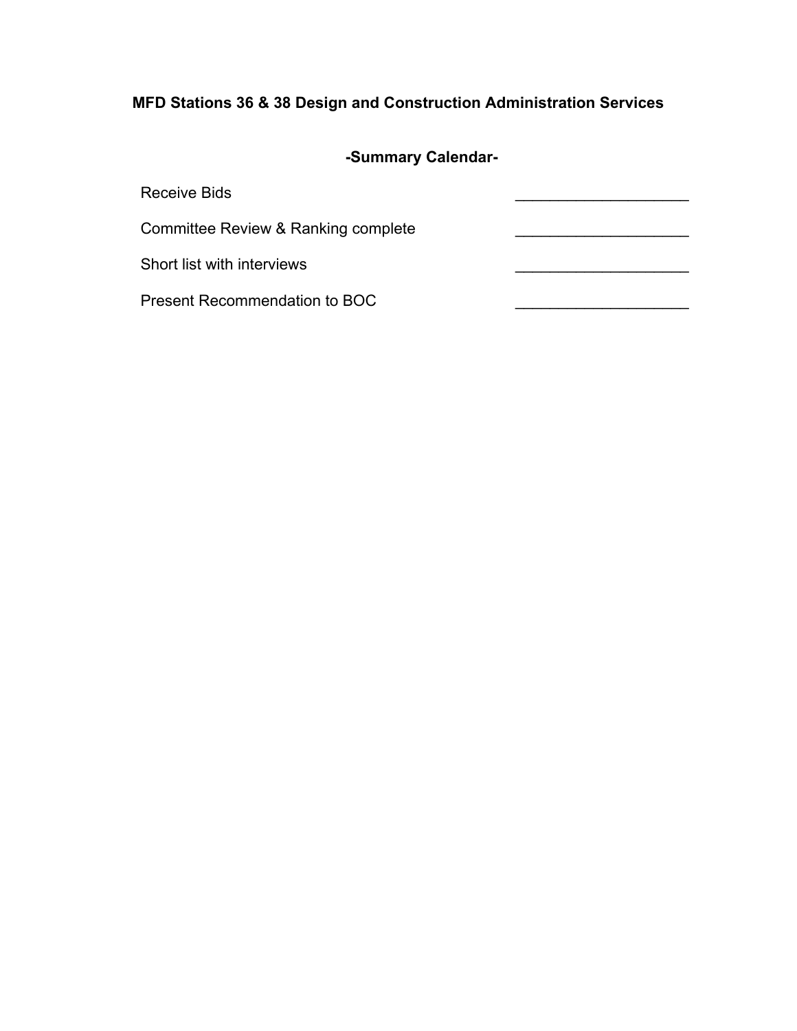## MFD Stations 36 & 38 Design and Construction Administration Services

### -Summary Calendar-

| | |
|---|---|
| Receive Bids | ____________________ |
| Committee Review & Ranking complete | ____________________ |
| Short list with interviews | ____________________ |
| Present Recommendation to BOC | ____________________ |